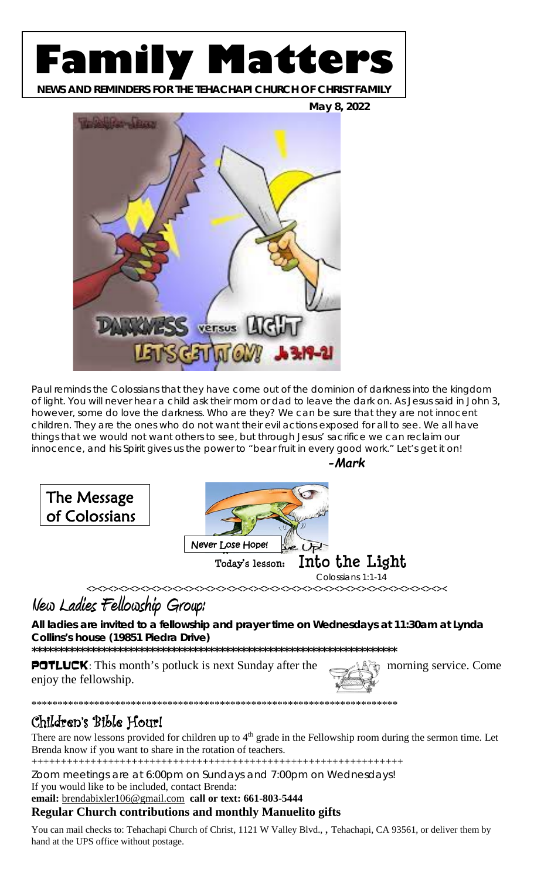# Family Matters

**NEWS AND REMINDERS FOR THE TEHACHAPI CHURCH OF CHRIST FAMILY**

**May 8, 2022**

Paul reminds the Colossians that they have come out of the dominion of darkness into the kingdom of light. You will never hear a child ask their mom or dad to leave the dark on. As Jesus said in John 3, however, some do love the darkness. Who are they? We can be sure that they are not innocent children. They are the ones who do not want their evil actions exposed for all to see. We all have things that we would not want others to see, but through Jesus' sacrifice we can reclaim our innocence, and his Spirit gives us the power to "bear fruit in every good work." Let's get it on!

***-Mark***

**The Message of Colossians**

Never Lose Hope!

Today's lesson: **Into the Light**

Colossians 1:1-14

<><><><><><><><><><><><><><><><><><><><><><><><><><><><><><><><><><><><><><><><><

## New Ladies Fellowship Group!

**All ladies are invited to a fellowship and prayer time on Wednesdays at 11:30am at Lynda Collins's house (19851 Piedra Drive)**

**********************************************************************

**POTLUCK**: This month's potluck is next Sunday after the morning service. Come enjoy the fellowship.

**********************************************************************

## Children's Bible Hour!

There are now lessons provided for children up to 4th grade in the Fellowship room during the sermon time. Let Brenda know if you want to share in the rotation of teachers.

+++++++++++++++++++++++++++++++++++++++++++++++++++++++++++++++++

Zoom meetings are at 6:00pm on Sundays and 7:00pm on Wednesdays!

If you would like to be included, contact Brenda:

**email:** brendabixler106@gmail.com **call or text: 661-803-5444**

**Regular Church contributions and monthly Manuelito gifts**

You can mail checks to: Tehachapi Church of Christ, 1121 W Valley Blvd., , Tehachapi, CA 93561, or deliver them by hand at the UPS office without postage.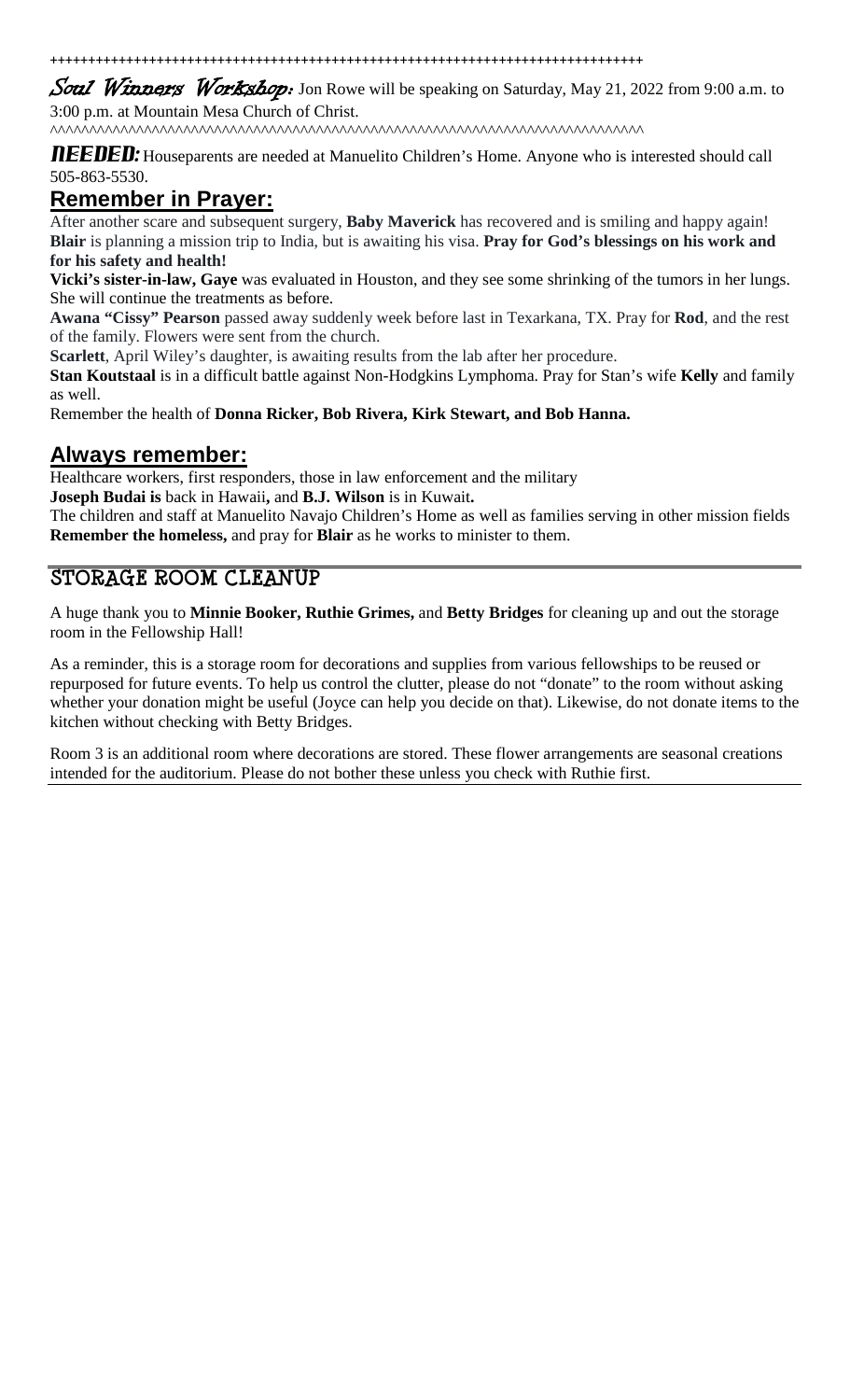++++++++++++++++++++++++++++++++++++++++++++++++++++++++++++++++++++++++++++++++++

***Soul Winners Workshop:*** Jon Rowe will be speaking on Saturday, May 21, 2022 from 9:00 a.m. to 3:00 p.m. at Mountain Mesa Church of Christ.

^^^^^^^^^^^^^^^^^^^^^^^^^^^^^^^^^^^^^^^^^^^^^^^^^^^^^^^^^^^^^^^^^^^^^^^^^^^^^^^^^^^^^^

**NEEDED:** Houseparents are needed at Manuelito Children's Home. Anyone who is interested should call 505-863-5530.

## Remember in Prayer:

After another scare and subsequent surgery, **Baby Maverick** has recovered and is smiling and happy again!

**Blair** is planning a mission trip to India, but is awaiting his visa. **Pray for God's blessings on his work and for his safety and health!**

**Vicki's sister-in-law, Gaye** was evaluated in Houston, and they see some shrinking of the tumors in her lungs. She will continue the treatments as before.

**Awana "Cissy" Pearson** passed away suddenly week before last in Texarkana, TX. Pray for **Rod**, and the rest of the family. Flowers were sent from the church.

**Scarlett**, April Wiley's daughter, is awaiting results from the lab after her procedure.

**Stan Koutstaal** is in a difficult battle against Non-Hodgkins Lymphoma. Pray for Stan's wife **Kelly** and family as well.

Remember the health of **Donna Ricker, Bob Rivera, Kirk Stewart, and Bob Hanna.**

## Always remember:

Healthcare workers, first responders, those in law enforcement and the military

**Joseph Budai is** back in Hawaii**,** and **B.J. Wilson** is in Kuwait**.**

The children and staff at Manuelito Navajo Children's Home as well as families serving in other mission fields

**Remember the homeless,** and pray for **Blair** as he works to minister to them.

## STORAGE ROOM CLEANUP

A huge thank you to **Minnie Booker, Ruthie Grimes,** and **Betty Bridges** for cleaning up and out the storage room in the Fellowship Hall!

As a reminder, this is a storage room for decorations and supplies from various fellowships to be reused or repurposed for future events. To help us control the clutter, please do not "donate" to the room without asking whether your donation might be useful (Joyce can help you decide on that). Likewise, do not donate items to the kitchen without checking with Betty Bridges.

Room 3 is an additional room where decorations are stored. These flower arrangements are seasonal creations intended for the auditorium. Please do not bother these unless you check with Ruthie first.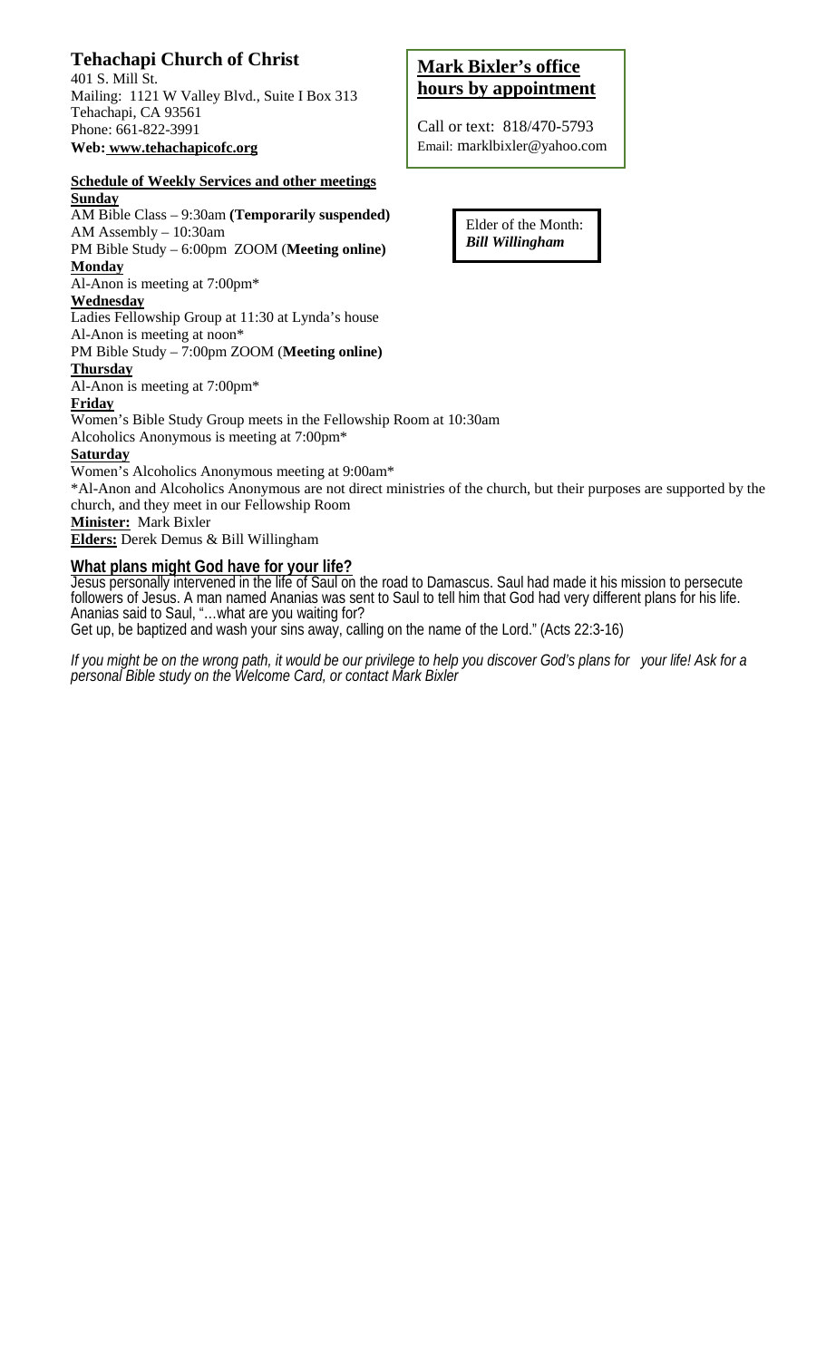## Tehachapi Church of Christ

401 S. Mill St.
Mailing: 1121 W Valley Blvd., Suite I Box 313
Tehachapi, CA 93561
Phone: 661-822-3991
**Web: www.tehachapicofc.org**

**Mark Bixler's office hours by appointment**

Call or text: 818/470-5793
Email: marklbixler@yahoo.com

Elder of the Month:
***Bill Willingham***

**Schedule of Weekly Services and other meetings**

**Sunday**
AM Bible Class – 9:30am **(Temporarily suspended)**
AM Assembly – 10:30am
PM Bible Study – 6:00pm ZOOM (**Meeting online)**

**Monday**
Al-Anon is meeting at 7:00pm*

**Wednesday**
Ladies Fellowship Group at 11:30 at Lynda's house
Al-Anon is meeting at noon*
PM Bible Study – 7:00pm ZOOM (**Meeting online)**

**Thursday**
Al-Anon is meeting at 7:00pm*

**Friday**
Women's Bible Study Group meets in the Fellowship Room at 10:30am
Alcoholics Anonymous is meeting at 7:00pm*

**Saturday**
Women's Alcoholics Anonymous meeting at 9:00am*

*Al-Anon and Alcoholics Anonymous are not direct ministries of the church, but their purposes are supported by the church, and they meet in our Fellowship Room

**Minister:** Mark Bixler
**Elders:** Derek Demus & Bill Willingham

**What plans might God have for your life?**

Jesus personally intervened in the life of Saul on the road to Damascus. Saul had made it his mission to persecute followers of Jesus. A man named Ananias was sent to Saul to tell him that God had very different plans for his life. Ananias said to Saul, "…what are you waiting for?
Get up, be baptized and wash your sins away, calling on the name of the Lord." (Acts 22:3-16)

*If you might be on the wrong path, it would be our privilege to help you discover God's plans for your life! Ask for a personal Bible study on the Welcome Card, or contact Mark Bixler*